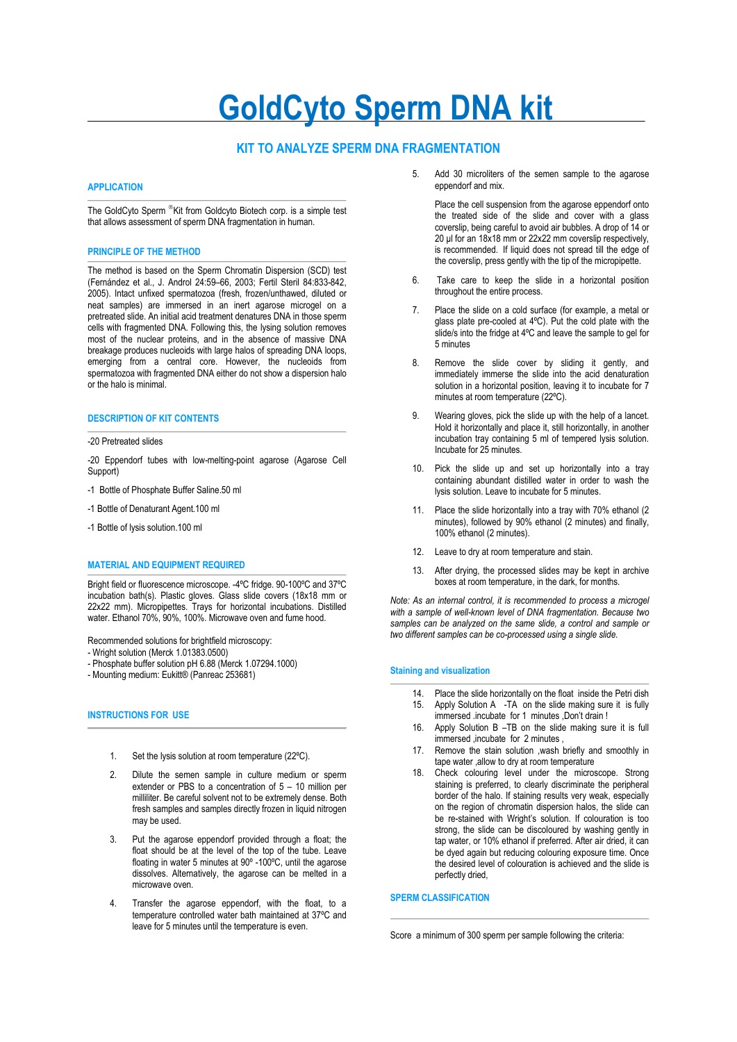# GoldCyto Sperm DNA kit

## KIT TO ANALYZE SPERM DNA FRAGMENTATION

### APPLICATION

The GoldCyto Sperm ®Kit from Goldcyto Biotech corp. is a simple test that allows assessment of sperm DNA fragmentation in human.

### PRINCIPLE OF THE METHOD

The method is based on the Sperm Chromatin Dispersion (SCD) test (Fernández et al., J. Androl 24:59–66, 2003; Fertil Steril 84:833-842, 2005). Intact unfixed spermatozoa (fresh, frozen/unthawed, diluted or neat samples) are immersed in an inert agarose microgel on a pretreated slide. An initial acid treatment denatures DNA in those sperm cells with fragmented DNA. Following this, the lysing solution removes most of the nuclear proteins, and in the absence of massive DNA breakage produces nucleoids with large halos of spreading DNA loops, emerging from a central core. However, the nucleoids from spermatozoa with fragmented DNA either do not show a dispersion halo or the halo is minimal.

### DESCRIPTION OF KIT CONTENTS

-20 Pretreated slides

-20 Eppendorf tubes with low-melting-point agarose (Agarose Cell Support)

-1 Bottle of Phosphate Buffer Saline.50 ml

-1 Bottle of Denaturant Agent.100 ml

-1 Bottle of lysis solution.100 ml

### MATERIAL AND EQUIPMENT REQUIRED

Bright field or fluorescence microscope. -4ºC fridge. 90-100ºC and 37ºC incubation bath(s). Plastic gloves. Glass slide covers (18x18 mm or 22x22 mm). Micropipettes. Trays for horizontal incubations. Distilled water. Ethanol 70%, 90%, 100%. Microwave oven and fume hood.

Recommended solutions for brightfield microscopy:
- Wright solution (Merck 1.01383.0500)
- Phosphate buffer solution pH 6.88 (Merck 1.07294.1000)
- Mounting medium: Eukitt® (Panreac 253681)

### INSTRUCTIONS FOR USE

1. Set the lysis solution at room temperature (22ºC).
2. Dilute the semen sample in culture medium or sperm extender or PBS to a concentration of 5 – 10 million per milliliter. Be careful solvent not to be extremely dense. Both fresh samples and samples directly frozen in liquid nitrogen may be used.
3. Put the agarose eppendorf provided through a float; the float should be at the level of the top of the tube. Leave floating in water 5 minutes at 90º -100ºC, until the agarose dissolves. Alternatively, the agarose can be melted in a microwave oven.
4. Transfer the agarose eppendorf, with the float, to a temperature controlled water bath maintained at 37ºC and leave for 5 minutes until the temperature is even.
5. Add 30 microliters of the semen sample to the agarose eppendorf and mix.

   Place the cell suspension from the agarose eppendorf onto the treated side of the slide and cover with a glass coverslip, being careful to avoid air bubbles. A drop of 14 or 20 µl for an 18x18 mm or 22x22 mm coverslip respectively, is recommended. If liquid does not spread till the edge of the coverslip, press gently with the tip of the micropipette.
6. Take care to keep the slide in a horizontal position throughout the entire process.
7. Place the slide on a cold surface (for example, a metal or glass plate pre-cooled at 4ºC). Put the cold plate with the slide/s into the fridge at 4ºC and leave the sample to gel for 5 minutes
8. Remove the slide cover by sliding it gently, and immediately immerse the slide into the acid denaturation solution in a horizontal position, leaving it to incubate for 7 minutes at room temperature (22ºC).
9. Wearing gloves, pick the slide up with the help of a lancet. Hold it horizontally and place it, still horizontally, in another incubation tray containing 5 ml of tempered lysis solution. Incubate for 25 minutes.
10. Pick the slide up and set up horizontally into a tray containing abundant distilled water in order to wash the lysis solution. Leave to incubate for 5 minutes.
11. Place the slide horizontally into a tray with 70% ethanol (2 minutes), followed by 90% ethanol (2 minutes) and finally, 100% ethanol (2 minutes).
12. Leave to dry at room temperature and stain.
13. After drying, the processed slides may be kept in archive boxes at room temperature, in the dark, for months.

*Note: As an internal control, it is recommended to process a microgel with a sample of well-known level of DNA fragmentation. Because two samples can be analyzed on the same slide, a control and sample or two different samples can be co-processed using a single slide.*

### Staining and visualization

14. Place the slide horizontally on the float inside the Petri dish
15. Apply Solution A -TA on the slide making sure it is fully immersed .incubate for 1 minutes ,Don't drain !
16. Apply Solution B –TB on the slide making sure it is full immersed ,incubate for 2 minutes ,
17. Remove the stain solution ,wash briefly and smoothly in tape water ,allow to dry at room temperature
18. Check colouring level under the microscope. Strong staining is preferred, to clearly discriminate the peripheral border of the halo. If staining results very weak, especially on the region of chromatin dispersion halos, the slide can be re-stained with Wright's solution. If colouration is too strong, the slide can be discoloured by washing gently in tap water, or 10% ethanol if preferred. After air dried, it can be dyed again but reducing colouring exposure time. Once the desired level of colouration is achieved and the slide is perfectly dried,

### SPERM CLASSIFICATION

Score a minimum of 300 sperm per sample following the criteria: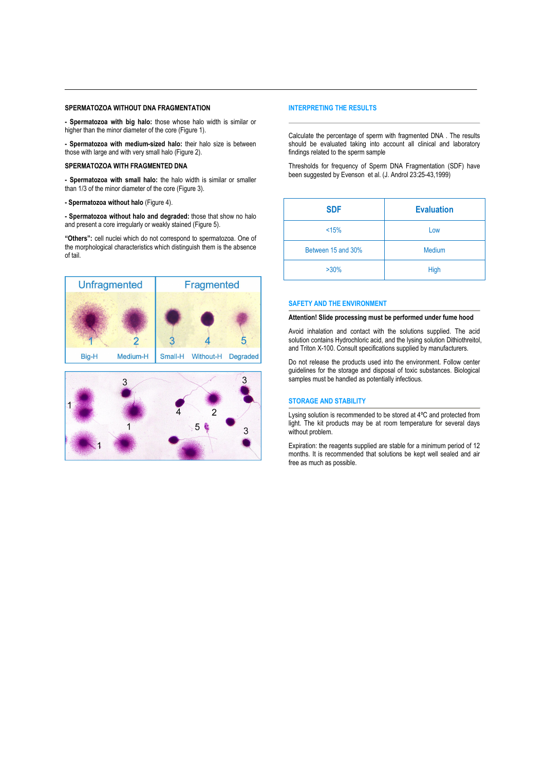### SPERMATOZOA WITHOUT DNA FRAGMENTATION

- **Spermatozoa with big halo:** those whose halo width is similar or higher than the minor diameter of the core (Figure 1).

- **Spermatozoa with medium-sized halo:** their halo size is between those with large and with very small halo (Figure 2).

### SPERMATOZOA WITH FRAGMENTED DNA

- **Spermatozoa with small halo:** the halo width is similar or smaller than 1/3 of the minor diameter of the core (Figure 3).

- **Spermatozoa without halo** (Figure 4).

- **Spermatozoa without halo and degraded:** those that show no halo and present a core irregularly or weakly stained (Figure 5).

**"Others":** cell nuclei which do not correspond to spermatozoa. One of the morphological characteristics which distinguish them is the absence of tail.

Unfragmented

Fragmented

1 2 3 4 5

Big-H Medium-H Small-H Without-H Degraded

3 3 1 4 2 1 5 3 1

## INTERPRETING THE RESULTS

Calculate the percentage of sperm with fragmented DNA . The results should be evaluated taking into account all clinical and laboratory findings related to the sperm sample

Thresholds for frequency of Sperm DNA Fragmentation (SDF) have been suggested by Evenson et al. (J. Androl 23:25-43,1999)

| SDF | Evaluation |
| --- | --- |
| <15% | Low |
| Between 15 and 30% | Medium |
| >30% | High |

## SAFETY AND THE ENVIRONMENT

**Attention! Slide processing must be performed under fume hood**

Avoid inhalation and contact with the solutions supplied. The acid solution contains Hydrochloric acid, and the lysing solution Dithiothreitol, and Triton X-100. Consult specifications supplied by manufacturers.

Do not release the products used into the environment. Follow center guidelines for the storage and disposal of toxic substances. Biological samples must be handled as potentially infectious.

## STORAGE AND STABILITY

Lysing solution is recommended to be stored at 4ºC and protected from light. The kit products may be at room temperature for several days without problem.

Expiration: the reagents supplied are stable for a minimum period of 12 months. It is recommended that solutions be kept well sealed and air free as much as possible.